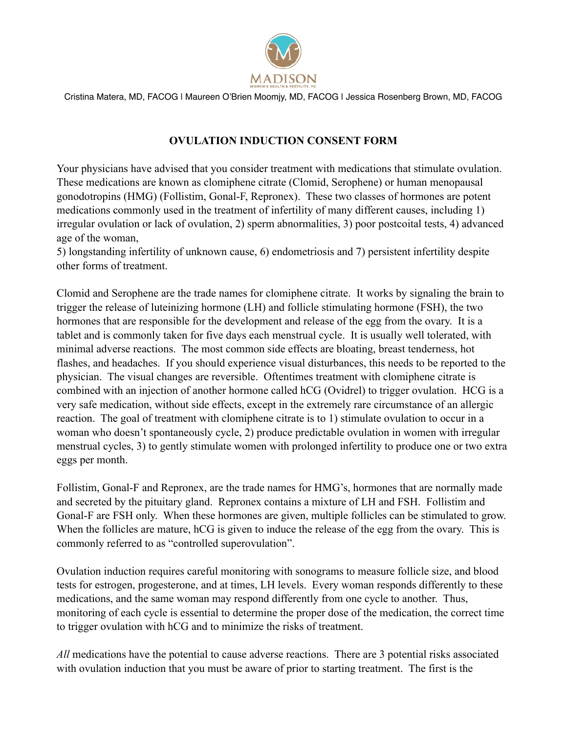MADISON

WOMEN'S HEALTH & FERTILITY, PC

Cristina Matera, MD, FACOG l Maureen O'Brien Moomjy, MD, FACOG l Jessica Rosenberg Brown, MD, FACOG

# OVULATION INDUCTION CONSENT FORM

Your physicians have advised that you consider treatment with medications that stimulate ovulation. These medications are known as clomiphene citrate (Clomid, Serophene) or human menopausal gonodotropins (HMG) (Follistim, Gonal-F, Repronex). These two classes of hormones are potent medications commonly used in the treatment of infertility of many different causes, including 1) irregular ovulation or lack of ovulation, 2) sperm abnormalities, 3) poor postcoital tests, 4) advanced age of the woman,
5) longstanding infertility of unknown cause, 6) endometriosis and 7) persistent infertility despite other forms of treatment.

Clomid and Serophene are the trade names for clomiphene citrate. It works by signaling the brain to trigger the release of luteinizing hormone (LH) and follicle stimulating hormone (FSH), the two hormones that are responsible for the development and release of the egg from the ovary. It is a tablet and is commonly taken for five days each menstrual cycle. It is usually well tolerated, with minimal adverse reactions. The most common side effects are bloating, breast tenderness, hot flashes, and headaches. If you should experience visual disturbances, this needs to be reported to the physician. The visual changes are reversible. Oftentimes treatment with clomiphene citrate is combined with an injection of another hormone called hCG (Ovidrel) to trigger ovulation. HCG is a very safe medication, without side effects, except in the extremely rare circumstance of an allergic reaction. The goal of treatment with clomiphene citrate is to 1) stimulate ovulation to occur in a woman who doesn't spontaneously cycle, 2) produce predictable ovulation in women with irregular menstrual cycles, 3) to gently stimulate women with prolonged infertility to produce one or two extra eggs per month.

Follistim, Gonal-F and Repronex, are the trade names for HMG's, hormones that are normally made and secreted by the pituitary gland. Repronex contains a mixture of LH and FSH. Follistim and Gonal-F are FSH only. When these hormones are given, multiple follicles can be stimulated to grow. When the follicles are mature, hCG is given to induce the release of the egg from the ovary. This is commonly referred to as "controlled superovulation".

Ovulation induction requires careful monitoring with sonograms to measure follicle size, and blood tests for estrogen, progesterone, and at times, LH levels. Every woman responds differently to these medications, and the same woman may respond differently from one cycle to another. Thus, monitoring of each cycle is essential to determine the proper dose of the medication, the correct time to trigger ovulation with hCG and to minimize the risks of treatment.

*All* medications have the potential to cause adverse reactions. There are 3 potential risks associated with ovulation induction that you must be aware of prior to starting treatment. The first is the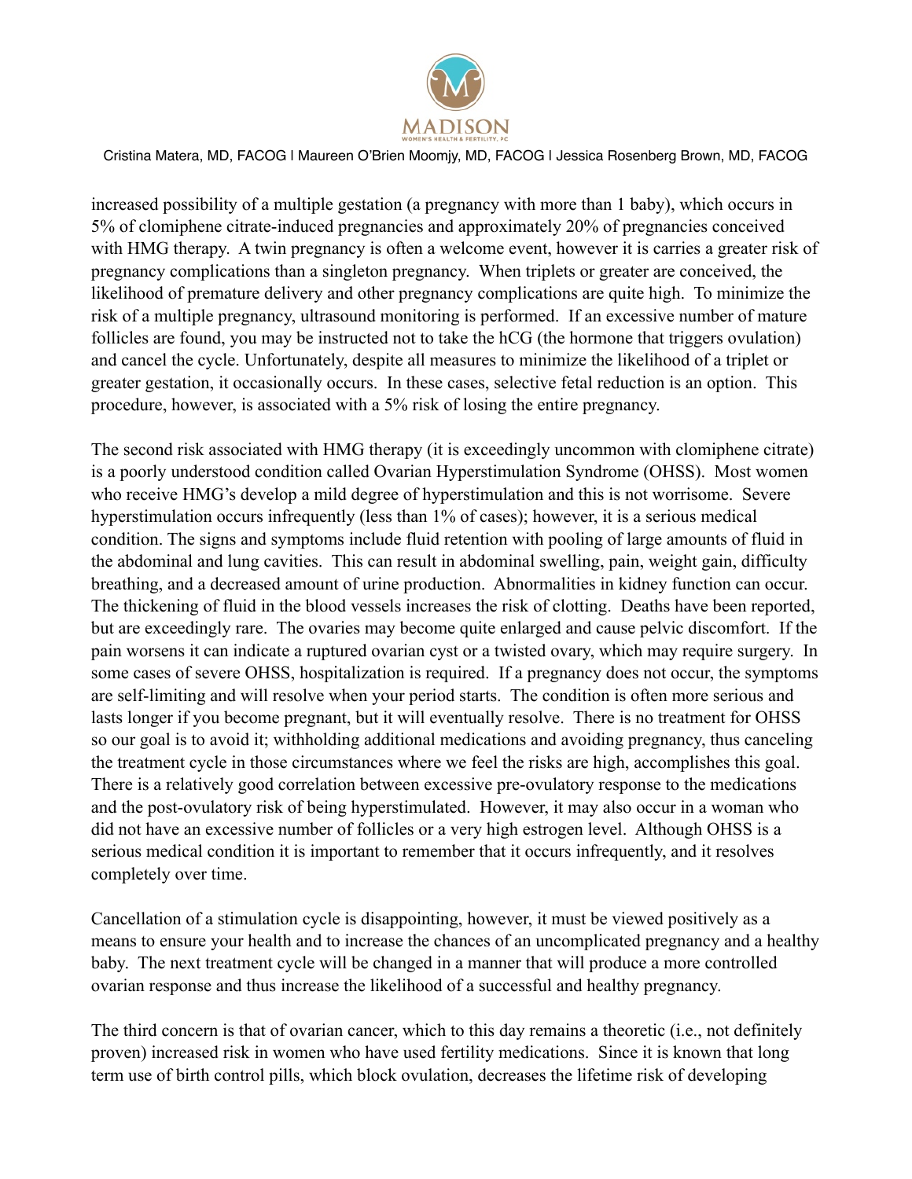increased possibility of a multiple gestation (a pregnancy with more than 1 baby), which occurs in 5% of clomiphene citrate-induced pregnancies and approximately 20% of pregnancies conceived with HMG therapy. A twin pregnancy is often a welcome event, however it is carries a greater risk of pregnancy complications than a singleton pregnancy. When triplets or greater are conceived, the likelihood of premature delivery and other pregnancy complications are quite high. To minimize the risk of a multiple pregnancy, ultrasound monitoring is performed. If an excessive number of mature follicles are found, you may be instructed not to take the hCG (the hormone that triggers ovulation) and cancel the cycle. Unfortunately, despite all measures to minimize the likelihood of a triplet or greater gestation, it occasionally occurs. In these cases, selective fetal reduction is an option. This procedure, however, is associated with a 5% risk of losing the entire pregnancy.

The second risk associated with HMG therapy (it is exceedingly uncommon with clomiphene citrate) is a poorly understood condition called Ovarian Hyperstimulation Syndrome (OHSS). Most women who receive HMG's develop a mild degree of hyperstimulation and this is not worrisome. Severe hyperstimulation occurs infrequently (less than 1% of cases); however, it is a serious medical condition. The signs and symptoms include fluid retention with pooling of large amounts of fluid in the abdominal and lung cavities. This can result in abdominal swelling, pain, weight gain, difficulty breathing, and a decreased amount of urine production. Abnormalities in kidney function can occur. The thickening of fluid in the blood vessels increases the risk of clotting. Deaths have been reported, but are exceedingly rare. The ovaries may become quite enlarged and cause pelvic discomfort. If the pain worsens it can indicate a ruptured ovarian cyst or a twisted ovary, which may require surgery. In some cases of severe OHSS, hospitalization is required. If a pregnancy does not occur, the symptoms are self-limiting and will resolve when your period starts. The condition is often more serious and lasts longer if you become pregnant, but it will eventually resolve. There is no treatment for OHSS so our goal is to avoid it; withholding additional medications and avoiding pregnancy, thus canceling the treatment cycle in those circumstances where we feel the risks are high, accomplishes this goal. There is a relatively good correlation between excessive pre-ovulatory response to the medications and the post-ovulatory risk of being hyperstimulated. However, it may also occur in a woman who did not have an excessive number of follicles or a very high estrogen level. Although OHSS is a serious medical condition it is important to remember that it occurs infrequently, and it resolves completely over time.

Cancellation of a stimulation cycle is disappointing, however, it must be viewed positively as a means to ensure your health and to increase the chances of an uncomplicated pregnancy and a healthy baby. The next treatment cycle will be changed in a manner that will produce a more controlled ovarian response and thus increase the likelihood of a successful and healthy pregnancy.

The third concern is that of ovarian cancer, which to this day remains a theoretic (i.e., not definitely proven) increased risk in women who have used fertility medications. Since it is known that long term use of birth control pills, which block ovulation, decreases the lifetime risk of developing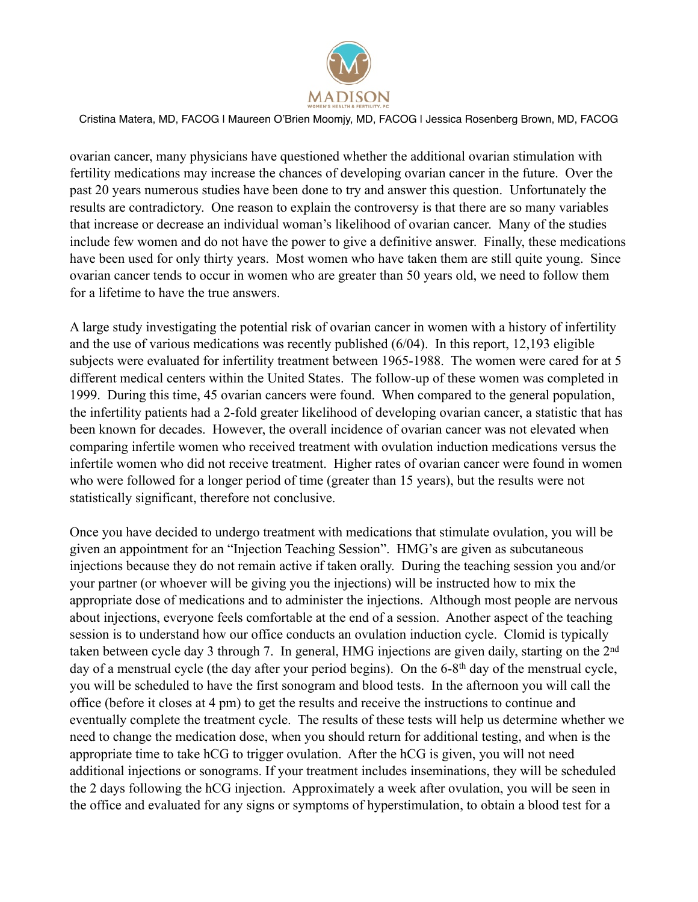ovarian cancer, many physicians have questioned whether the additional ovarian stimulation with fertility medications may increase the chances of developing ovarian cancer in the future. Over the past 20 years numerous studies have been done to try and answer this question. Unfortunately the results are contradictory. One reason to explain the controversy is that there are so many variables that increase or decrease an individual woman's likelihood of ovarian cancer. Many of the studies include few women and do not have the power to give a definitive answer. Finally, these medications have been used for only thirty years. Most women who have taken them are still quite young. Since ovarian cancer tends to occur in women who are greater than 50 years old, we need to follow them for a lifetime to have the true answers.

A large study investigating the potential risk of ovarian cancer in women with a history of infertility and the use of various medications was recently published (6/04). In this report, 12,193 eligible subjects were evaluated for infertility treatment between 1965-1988. The women were cared for at 5 different medical centers within the United States. The follow-up of these women was completed in 1999. During this time, 45 ovarian cancers were found. When compared to the general population, the infertility patients had a 2-fold greater likelihood of developing ovarian cancer, a statistic that has been known for decades. However, the overall incidence of ovarian cancer was not elevated when comparing infertile women who received treatment with ovulation induction medications versus the infertile women who did not receive treatment. Higher rates of ovarian cancer were found in women who were followed for a longer period of time (greater than 15 years), but the results were not statistically significant, therefore not conclusive.

Once you have decided to undergo treatment with medications that stimulate ovulation, you will be given an appointment for an "Injection Teaching Session". HMG's are given as subcutaneous injections because they do not remain active if taken orally. During the teaching session you and/or your partner (or whoever will be giving you the injections) will be instructed how to mix the appropriate dose of medications and to administer the injections. Although most people are nervous about injections, everyone feels comfortable at the end of a session. Another aspect of the teaching session is to understand how our office conducts an ovulation induction cycle. Clomid is typically taken between cycle day 3 through 7. In general, HMG injections are given daily, starting on the 2nd day of a menstrual cycle (the day after your period begins). On the 6-8th day of the menstrual cycle, you will be scheduled to have the first sonogram and blood tests. In the afternoon you will call the office (before it closes at 4 pm) to get the results and receive the instructions to continue and eventually complete the treatment cycle. The results of these tests will help us determine whether we need to change the medication dose, when you should return for additional testing, and when is the appropriate time to take hCG to trigger ovulation. After the hCG is given, you will not need additional injections or sonograms. If your treatment includes inseminations, they will be scheduled the 2 days following the hCG injection. Approximately a week after ovulation, you will be seen in the office and evaluated for any signs or symptoms of hyperstimulation, to obtain a blood test for a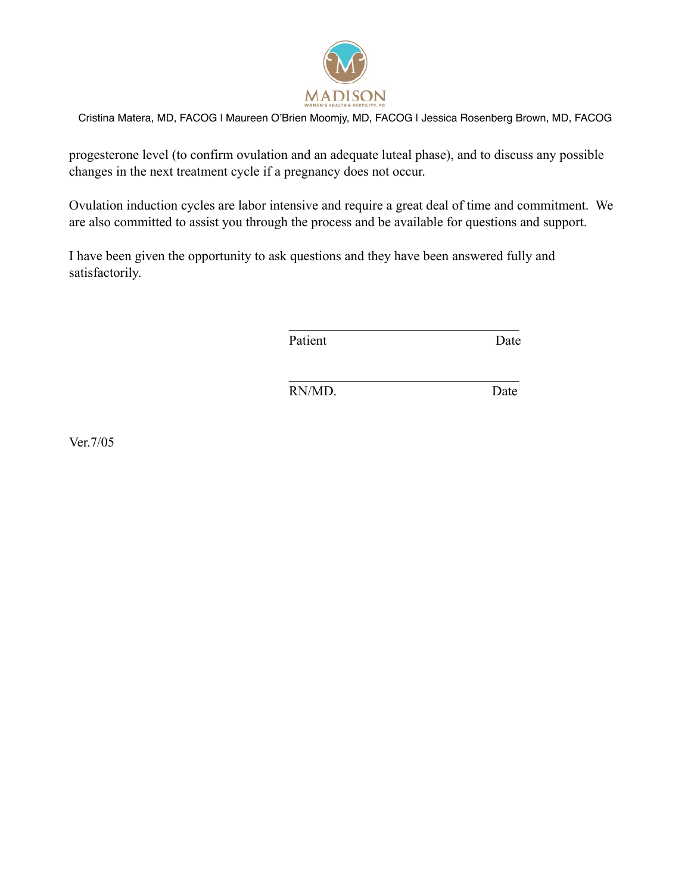progesterone level (to confirm ovulation and an adequate luteal phase), and to discuss any possible changes in the next treatment cycle if a pregnancy does not occur.

Ovulation induction cycles are labor intensive and require a great deal of time and commitment. We are also committed to assist you through the process and be available for questions and support.

I have been given the opportunity to ask questions and they have been answered fully and satisfactorily.

\_\_\_\_\_\_\_\_\_\_\_\_\_\_\_\_\_\_\_\_\_\_\_\_\_\_\_\_\_\_\_\_\_\_\_

Patient Date

\_\_\_\_\_\_\_\_\_\_\_\_\_\_\_\_\_\_\_\_\_\_\_\_\_\_\_\_\_\_\_\_\_\_\_

RN/MD. Date

Ver.7/05